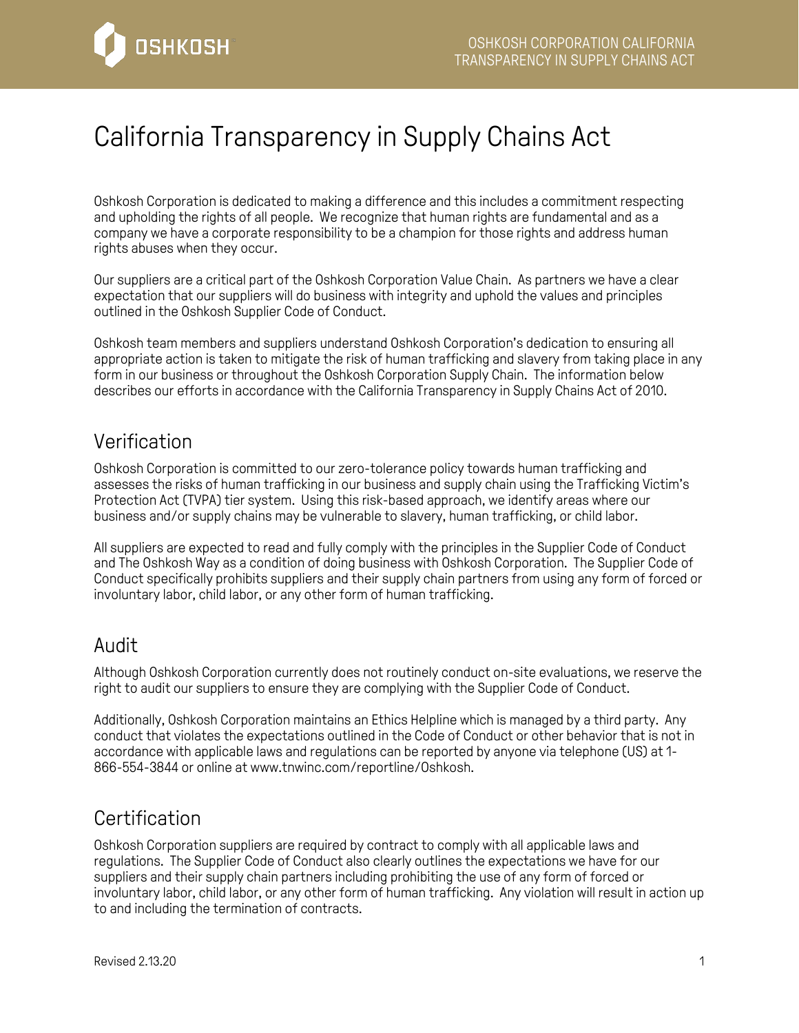# California Transparency in Supply Chains Act

Oshkosh Corporation is dedicated to making a difference and this includes a commitment respecting and upholding the rights of all people. We recognize that human rights are fundamental and as a company we have a corporate responsibility to be a champion for those rights and address human rights abuses when they occur.

Our suppliers are a critical part of the Oshkosh Corporation Value Chain. As partners we have a clear expectation that our suppliers will do business with integrity and uphold the values and principles outlined in the Oshkosh Supplier Code of Conduct.

Oshkosh team members and suppliers understand Oshkosh Corporation's dedication to ensuring all appropriate action is taken to mitigate the risk of human trafficking and slavery from taking place in any form in our business or throughout the Oshkosh Corporation Supply Chain. The information below describes our efforts in accordance with the California Transparency in Supply Chains Act of 2010.

## Verification

Oshkosh Corporation is committed to our zero-tolerance policy towards human trafficking and assesses the risks of human trafficking in our business and supply chain using the Trafficking Victim's Protection Act (TVPA) tier system. Using this risk-based approach, we identify areas where our business and/or supply chains may be vulnerable to slavery, human trafficking, or child labor.

All suppliers are expected to read and fully comply with the principles in the Supplier Code of Conduct and The Oshkosh Way as a condition of doing business with Oshkosh Corporation. The Supplier Code of Conduct specifically prohibits suppliers and their supply chain partners from using any form of forced or involuntary labor, child labor, or any other form of human trafficking.

## Audit

Although Oshkosh Corporation currently does not routinely conduct on-site evaluations, we reserve the right to audit our suppliers to ensure they are complying with the Supplier Code of Conduct.

Additionally, Oshkosh Corporation maintains an Ethics Helpline which is managed by a third party. Any conduct that violates the expectations outlined in the Code of Conduct or other behavior that is not in accordance with applicable laws and regulations can be reported by anyone via telephone (US) at 1-866-554-3844 or online at www.tnwinc.com/reportline/Oshkosh.

## Certification

Oshkosh Corporation suppliers are required by contract to comply with all applicable laws and regulations. The Supplier Code of Conduct also clearly outlines the expectations we have for our suppliers and their supply chain partners including prohibiting the use of any form of forced or involuntary labor, child labor, or any other form of human trafficking. Any violation will result in action up to and including the termination of contracts.

Revised 2.13.20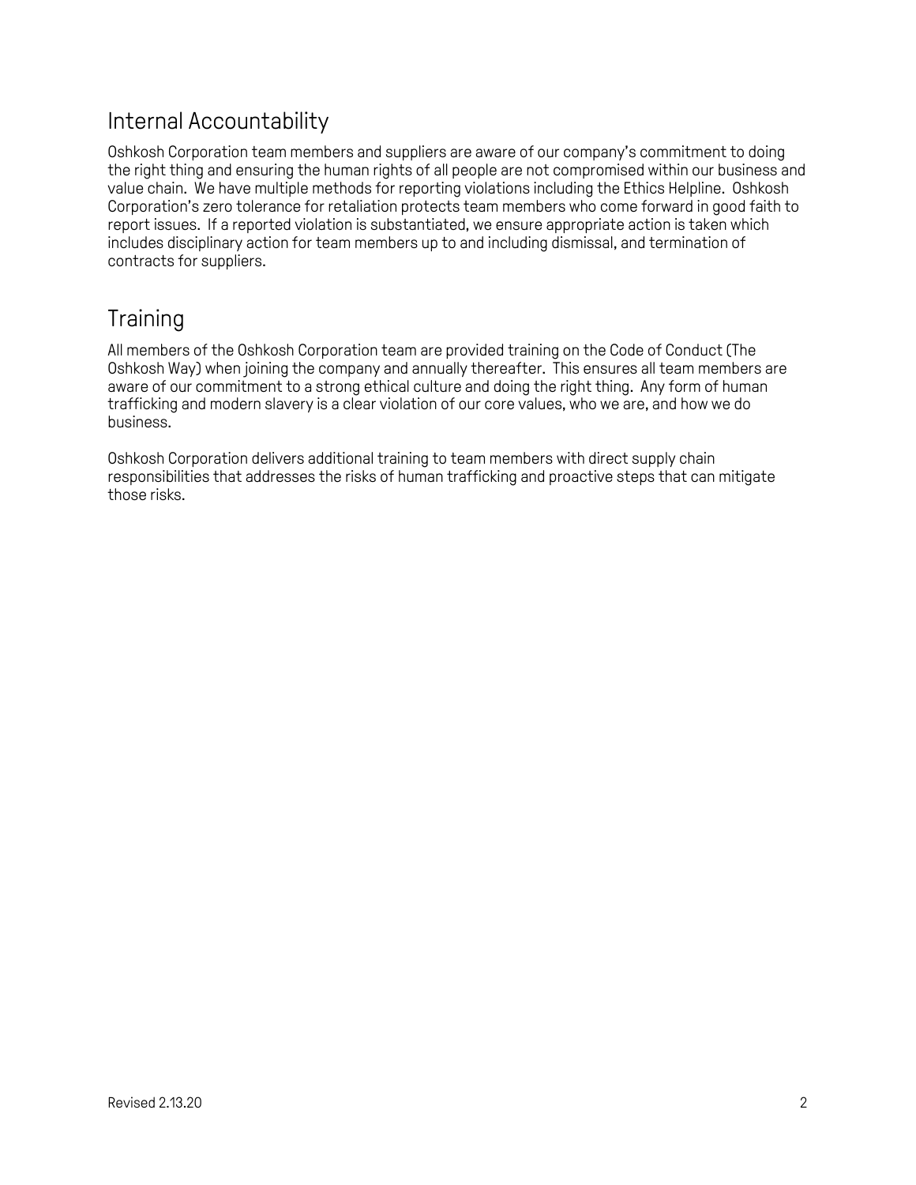## Internal Accountability

Oshkosh Corporation team members and suppliers are aware of our company's commitment to doing the right thing and ensuring the human rights of all people are not compromised within our business and value chain. We have multiple methods for reporting violations including the Ethics Helpline. Oshkosh Corporation's zero tolerance for retaliation protects team members who come forward in good faith to report issues. If a reported violation is substantiated, we ensure appropriate action is taken which includes disciplinary action for team members up to and including dismissal, and termination of contracts for suppliers.

## Training

All members of the Oshkosh Corporation team are provided training on the Code of Conduct (The Oshkosh Way) when joining the company and annually thereafter. This ensures all team members are aware of our commitment to a strong ethical culture and doing the right thing. Any form of human trafficking and modern slavery is a clear violation of our core values, who we are, and how we do business.

Oshkosh Corporation delivers additional training to team members with direct supply chain responsibilities that addresses the risks of human trafficking and proactive steps that can mitigate those risks.

Revised 2.13.20